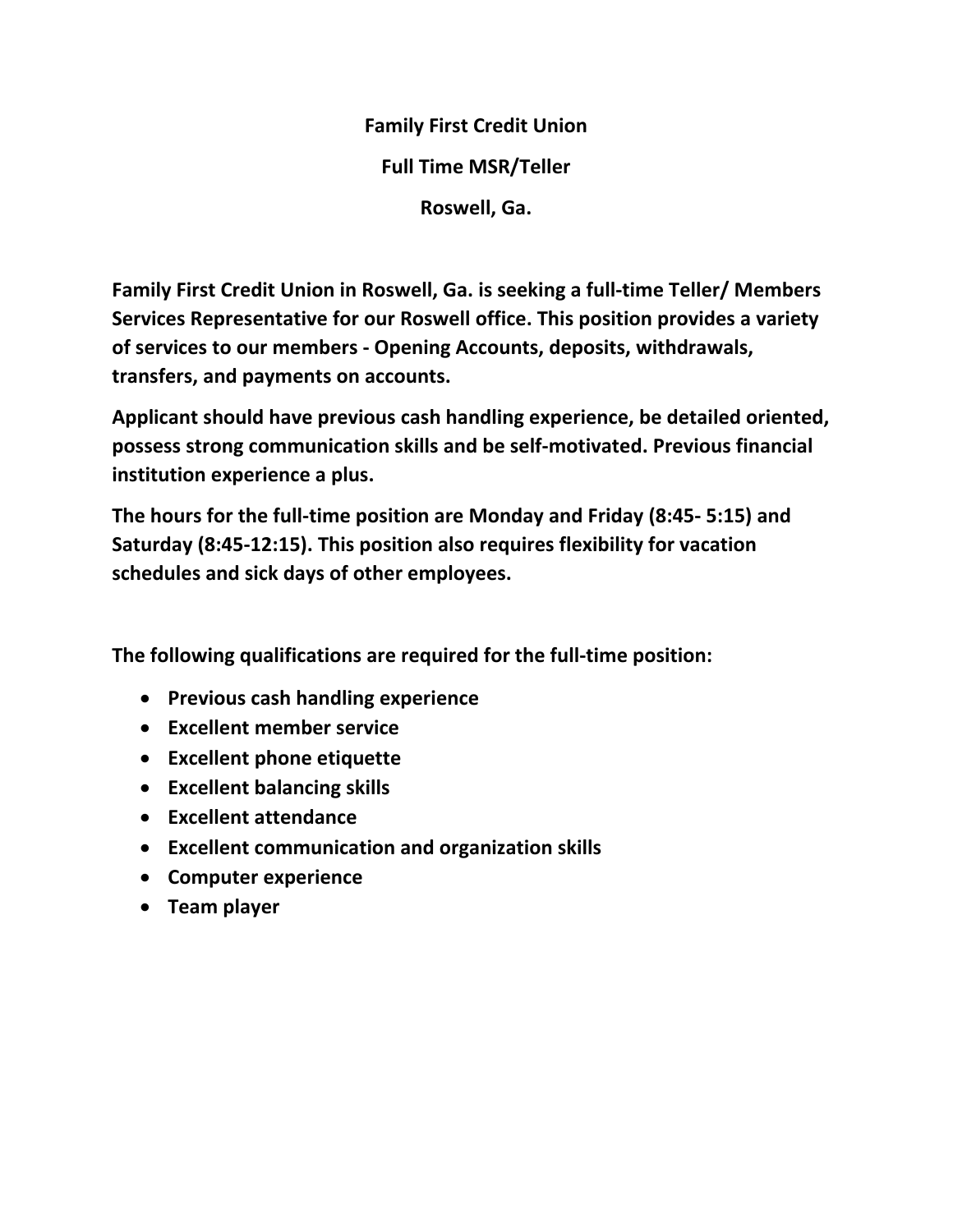**Family First Credit Union**

**Full Time MSR/Teller**

**Roswell, Ga.**

**Family First Credit Union in Roswell, Ga. is seeking a full-time Teller/ Members Services Representative for our Roswell office. This position provides a variety of services to our members - Opening Accounts, deposits, withdrawals, transfers, and payments on accounts.**

**Applicant should have previous cash handling experience, be detailed oriented, possess strong communication skills and be self-motivated. Previous financial institution experience a plus.**

**The hours for the full-time position are Monday and Friday (8:45- 5:15) and Saturday (8:45-12:15). This position also requires flexibility for vacation schedules and sick days of other employees.**

**The following qualifications are required for the full-time position:**

- **Previous cash handling experience**
- **Excellent member service**
- **Excellent phone etiquette**
- **Excellent balancing skills**
- **Excellent attendance**
- **Excellent communication and organization skills**
- **Computer experience**
- **Team player**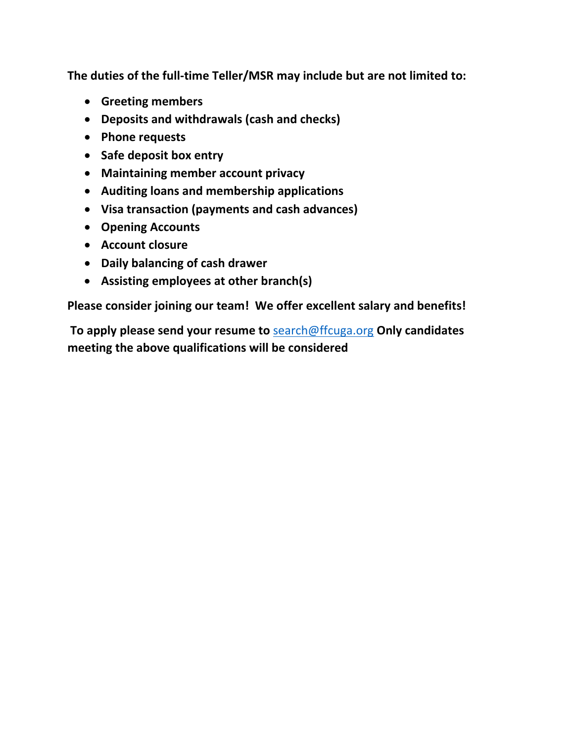**The duties of the full-time Teller/MSR may include but are not limited to:**

- **Greeting members**
- **Deposits and withdrawals (cash and checks)**
- **Phone requests**
- **Safe deposit box entry**
- **Maintaining member account privacy**
- **Auditing loans and membership applications**
- **Visa transaction (payments and cash advances)**
- **Opening Accounts**
- **Account closure**
- **Daily balancing of cash drawer**
- **Assisting employees at other branch(s)**

**Please consider joining our team! We offer excellent salary and benefits!**

**To apply please send your resume to** search@ffcuga.org **Only candidates meeting the above qualifications will be considered**